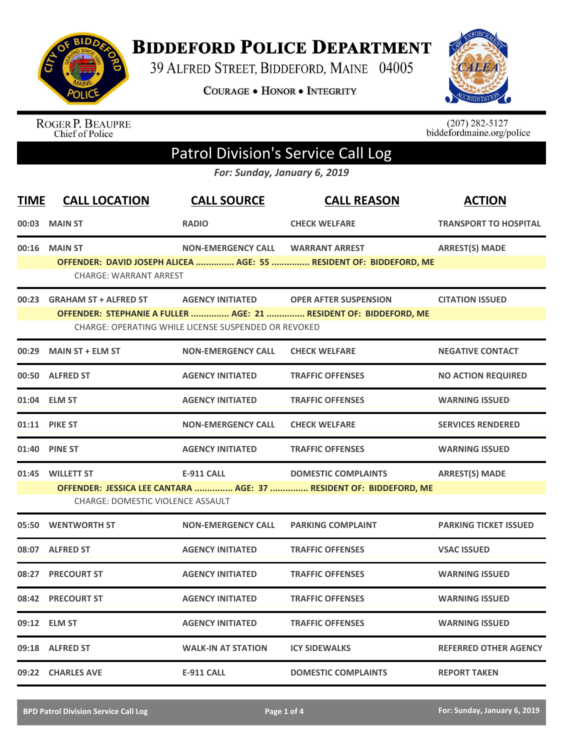# Biddeford Police Department

39 Alfred Street, Biddeford, Maine 04005

**Courage • Honor • Integrity**

Roger P. Beaupre
Chief of Police

(207) 282-5127
biddefordmaine.org/police

## Patrol Division's Service Call Log

*For: Sunday, January 6, 2019*

| TIME | CALL LOCATION | CALL SOURCE | CALL REASON | ACTION |
|---|---|---|---|---|
| 00:03 | MAIN ST | RADIO | CHECK WELFARE | TRANSPORT TO HOSPITAL |
| 00:16 | MAIN ST | NON-EMERGENCY CALL | WARRANT ARREST | ARREST(S) MADE |
| | OFFENDER: DAVID JOSEPH ALICEA ............... AGE: 55 ............... RESIDENT OF: BIDDEFORD, ME | | | |
| | CHARGE: WARRANT ARREST | | | |
| 00:23 | GRAHAM ST + ALFRED ST | AGENCY INITIATED | OPER AFTER SUSPENSION | CITATION ISSUED |
| | OFFENDER: STEPHANIE A FULLER ............... AGE: 21 ............... RESIDENT OF: BIDDEFORD, ME | | | |
| | CHARGE: OPERATING WHILE LICENSE SUSPENDED OR REVOKED | | | |
| 00:29 | MAIN ST + ELM ST | NON-EMERGENCY CALL | CHECK WELFARE | NEGATIVE CONTACT |
| 00:50 | ALFRED ST | AGENCY INITIATED | TRAFFIC OFFENSES | NO ACTION REQUIRED |
| 01:04 | ELM ST | AGENCY INITIATED | TRAFFIC OFFENSES | WARNING ISSUED |
| 01:11 | PIKE ST | NON-EMERGENCY CALL | CHECK WELFARE | SERVICES RENDERED |
| 01:40 | PINE ST | AGENCY INITIATED | TRAFFIC OFFENSES | WARNING ISSUED |
| 01:45 | WILLETT ST | E-911 CALL | DOMESTIC COMPLAINTS | ARREST(S) MADE |
| | OFFENDER: JESSICA LEE CANTARA ............... AGE: 37 ............... RESIDENT OF: BIDDEFORD, ME | | | |
| | CHARGE: DOMESTIC VIOLENCE ASSAULT | | | |
| 05:50 | WENTWORTH ST | NON-EMERGENCY CALL | PARKING COMPLAINT | PARKING TICKET ISSUED |
| 08:07 | ALFRED ST | AGENCY INITIATED | TRAFFIC OFFENSES | VSAC ISSUED |
| 08:27 | PRECOURT ST | AGENCY INITIATED | TRAFFIC OFFENSES | WARNING ISSUED |
| 08:42 | PRECOURT ST | AGENCY INITIATED | TRAFFIC OFFENSES | WARNING ISSUED |
| 09:12 | ELM ST | AGENCY INITIATED | TRAFFIC OFFENSES | WARNING ISSUED |
| 09:18 | ALFRED ST | WALK-IN AT STATION | ICY SIDEWALKS | REFERRED OTHER AGENCY |
| 09:22 | CHARLES AVE | E-911 CALL | DOMESTIC COMPLAINTS | REPORT TAKEN |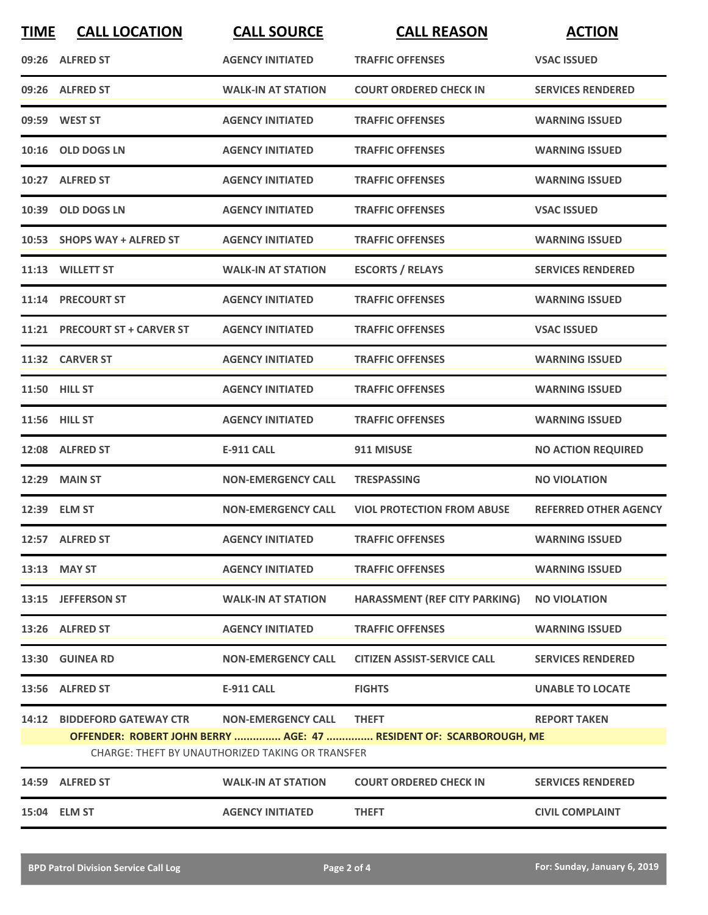| TIME | CALL LOCATION | CALL SOURCE | CALL REASON | ACTION |
| --- | --- | --- | --- | --- |
| 09:26 | ALFRED ST | AGENCY INITIATED | TRAFFIC OFFENSES | VSAC ISSUED |
| 09:26 | ALFRED ST | WALK-IN AT STATION | COURT ORDERED CHECK IN | SERVICES RENDERED |
| 09:59 | WEST ST | AGENCY INITIATED | TRAFFIC OFFENSES | WARNING ISSUED |
| 10:16 | OLD DOGS LN | AGENCY INITIATED | TRAFFIC OFFENSES | WARNING ISSUED |
| 10:27 | ALFRED ST | AGENCY INITIATED | TRAFFIC OFFENSES | WARNING ISSUED |
| 10:39 | OLD DOGS LN | AGENCY INITIATED | TRAFFIC OFFENSES | VSAC ISSUED |
| 10:53 | SHOPS WAY + ALFRED ST | AGENCY INITIATED | TRAFFIC OFFENSES | WARNING ISSUED |
| 11:13 | WILLETT ST | WALK-IN AT STATION | ESCORTS / RELAYS | SERVICES RENDERED |
| 11:14 | PRECOURT ST | AGENCY INITIATED | TRAFFIC OFFENSES | WARNING ISSUED |
| 11:21 | PRECOURT ST + CARVER ST | AGENCY INITIATED | TRAFFIC OFFENSES | VSAC ISSUED |
| 11:32 | CARVER ST | AGENCY INITIATED | TRAFFIC OFFENSES | WARNING ISSUED |
| 11:50 | HILL ST | AGENCY INITIATED | TRAFFIC OFFENSES | WARNING ISSUED |
| 11:56 | HILL ST | AGENCY INITIATED | TRAFFIC OFFENSES | WARNING ISSUED |
| 12:08 | ALFRED ST | E-911 CALL | 911 MISUSE | NO ACTION REQUIRED |
| 12:29 | MAIN ST | NON-EMERGENCY CALL | TRESPASSING | NO VIOLATION |
| 12:39 | ELM ST | NON-EMERGENCY CALL | VIOL PROTECTION FROM ABUSE | REFERRED OTHER AGENCY |
| 12:57 | ALFRED ST | AGENCY INITIATED | TRAFFIC OFFENSES | WARNING ISSUED |
| 13:13 | MAY ST | AGENCY INITIATED | TRAFFIC OFFENSES | WARNING ISSUED |
| 13:15 | JEFFERSON ST | WALK-IN AT STATION | HARASSMENT (REF CITY PARKING) | NO VIOLATION |
| 13:26 | ALFRED ST | AGENCY INITIATED | TRAFFIC OFFENSES | WARNING ISSUED |
| 13:30 | GUINEA RD | NON-EMERGENCY CALL | CITIZEN ASSIST-SERVICE CALL | SERVICES RENDERED |
| 13:56 | ALFRED ST | E-911 CALL | FIGHTS | UNABLE TO LOCATE |
| 14:12 | BIDDEFORD GATEWAY CTR | NON-EMERGENCY CALL | THEFT | REPORT TAKEN |
| | OFFENDER: ROBERT JOHN BERRY ............... AGE: 47 ............... RESIDENT OF: SCARBOROUGH, ME | | | |
| | CHARGE: THEFT BY UNAUTHORIZED TAKING OR TRANSFER | | | |
| 14:59 | ALFRED ST | WALK-IN AT STATION | COURT ORDERED CHECK IN | SERVICES RENDERED |
| 15:04 | ELM ST | AGENCY INITIATED | THEFT | CIVIL COMPLAINT |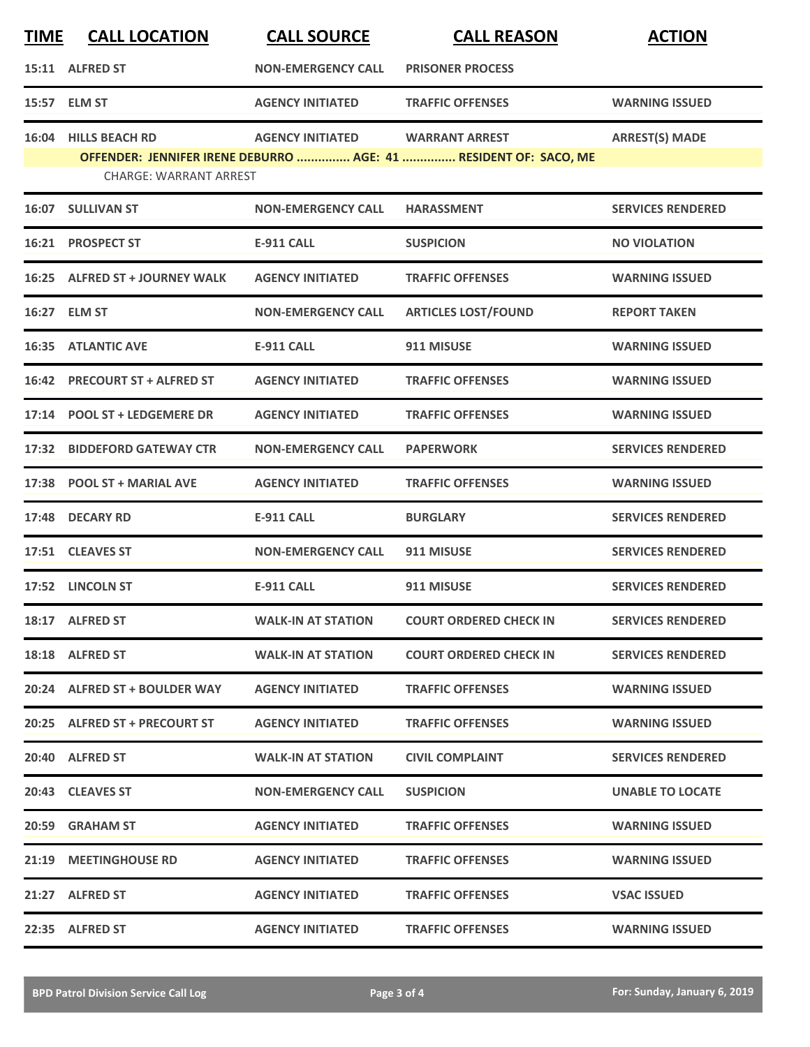| TIME | CALL LOCATION | CALL SOURCE | CALL REASON | ACTION |
|---|---|---|---|---|
| 15:11 | ALFRED ST | NON-EMERGENCY CALL | PRISONER PROCESS | |
| 15:57 | ELM ST | AGENCY INITIATED | TRAFFIC OFFENSES | WARNING ISSUED |
| 16:04 | HILLS BEACH RD | AGENCY INITIATED | WARRANT ARREST | ARREST(S) MADE |
| | OFFENDER: JENNIFER IRENE DEBURRO ............... AGE: 41 ............... RESIDENT OF: SACO, ME | | | |
| | CHARGE: WARRANT ARREST | | | |
| 16:07 | SULLIVAN ST | NON-EMERGENCY CALL | HARASSMENT | SERVICES RENDERED |
| 16:21 | PROSPECT ST | E-911 CALL | SUSPICION | NO VIOLATION |
| 16:25 | ALFRED ST + JOURNEY WALK | AGENCY INITIATED | TRAFFIC OFFENSES | WARNING ISSUED |
| 16:27 | ELM ST | NON-EMERGENCY CALL | ARTICLES LOST/FOUND | REPORT TAKEN |
| 16:35 | ATLANTIC AVE | E-911 CALL | 911 MISUSE | WARNING ISSUED |
| 16:42 | PRECOURT ST + ALFRED ST | AGENCY INITIATED | TRAFFIC OFFENSES | WARNING ISSUED |
| 17:14 | POOL ST + LEDGEMERE DR | AGENCY INITIATED | TRAFFIC OFFENSES | WARNING ISSUED |
| 17:32 | BIDDEFORD GATEWAY CTR | NON-EMERGENCY CALL | PAPERWORK | SERVICES RENDERED |
| 17:38 | POOL ST + MARIAL AVE | AGENCY INITIATED | TRAFFIC OFFENSES | WARNING ISSUED |
| 17:48 | DECARY RD | E-911 CALL | BURGLARY | SERVICES RENDERED |
| 17:51 | CLEAVES ST | NON-EMERGENCY CALL | 911 MISUSE | SERVICES RENDERED |
| 17:52 | LINCOLN ST | E-911 CALL | 911 MISUSE | SERVICES RENDERED |
| 18:17 | ALFRED ST | WALK-IN AT STATION | COURT ORDERED CHECK IN | SERVICES RENDERED |
| 18:18 | ALFRED ST | WALK-IN AT STATION | COURT ORDERED CHECK IN | SERVICES RENDERED |
| 20:24 | ALFRED ST + BOULDER WAY | AGENCY INITIATED | TRAFFIC OFFENSES | WARNING ISSUED |
| 20:25 | ALFRED ST + PRECOURT ST | AGENCY INITIATED | TRAFFIC OFFENSES | WARNING ISSUED |
| 20:40 | ALFRED ST | WALK-IN AT STATION | CIVIL COMPLAINT | SERVICES RENDERED |
| 20:43 | CLEAVES ST | NON-EMERGENCY CALL | SUSPICION | UNABLE TO LOCATE |
| 20:59 | GRAHAM ST | AGENCY INITIATED | TRAFFIC OFFENSES | WARNING ISSUED |
| 21:19 | MEETINGHOUSE RD | AGENCY INITIATED | TRAFFIC OFFENSES | WARNING ISSUED |
| 21:27 | ALFRED ST | AGENCY INITIATED | TRAFFIC OFFENSES | VSAC ISSUED |
| 22:35 | ALFRED ST | AGENCY INITIATED | TRAFFIC OFFENSES | WARNING ISSUED |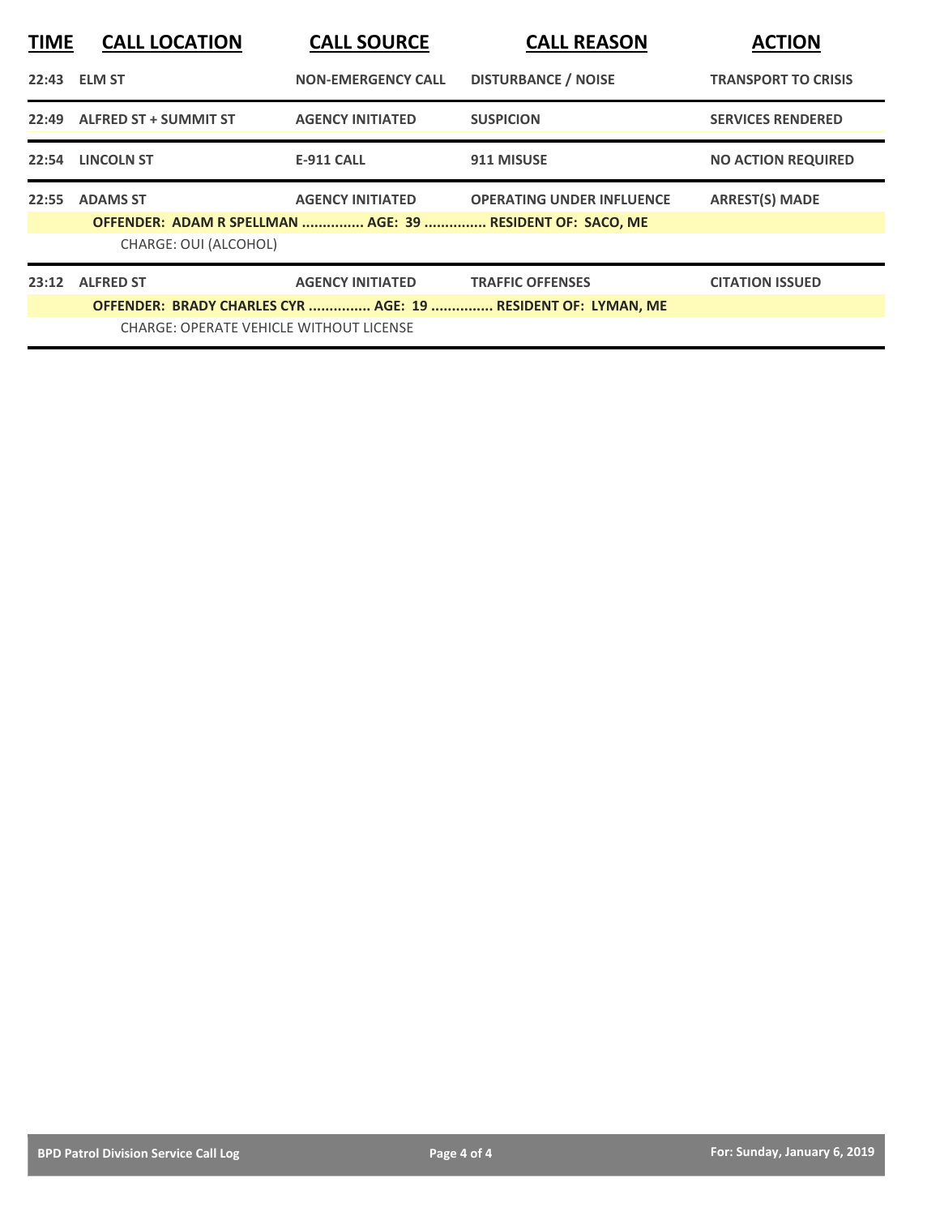| TIME | CALL LOCATION | CALL SOURCE | CALL REASON | ACTION |
|---|---|---|---|---|
| 22:43 | ELM ST | NON-EMERGENCY CALL | DISTURBANCE / NOISE | TRANSPORT TO CRISIS |
| 22:49 | ALFRED ST + SUMMIT ST | AGENCY INITIATED | SUSPICION | SERVICES RENDERED |
| 22:54 | LINCOLN ST | E-911 CALL | 911 MISUSE | NO ACTION REQUIRED |
| 22:55 | ADAMS ST | AGENCY INITIATED | OPERATING UNDER INFLUENCE | ARREST(S) MADE |
| | **OFFENDER: ADAM R SPELLMAN ............... AGE: 39 ............... RESIDENT OF: SACO, ME** | | | |
| | CHARGE: OUI (ALCOHOL) | | | |
| 23:12 | ALFRED ST | AGENCY INITIATED | TRAFFIC OFFENSES | CITATION ISSUED |
| | **OFFENDER: BRADY CHARLES CYR ............... AGE: 19 ............... RESIDENT OF: LYMAN, ME** | | | |
| | CHARGE: OPERATE VEHICLE WITHOUT LICENSE | | | |